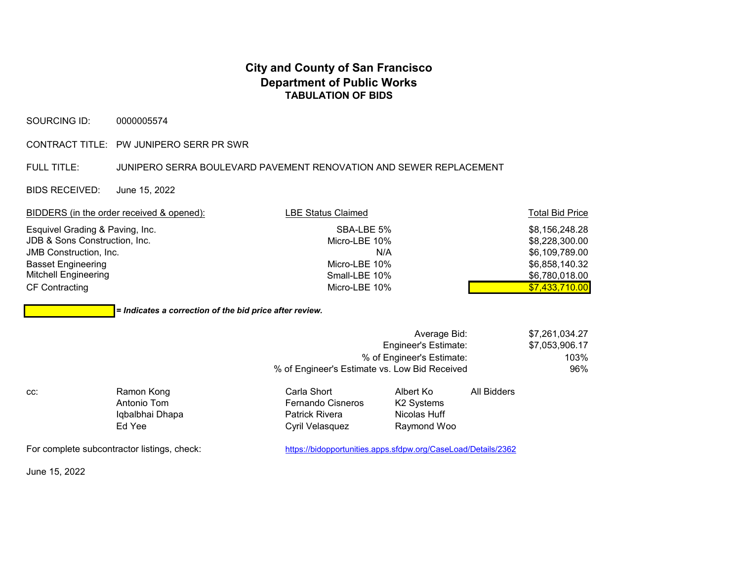# City and County of San Francisco
## Department of Public Works
### TABULATION OF BIDS

SOURCING ID: 0000005574

CONTRACT TITLE: PW JUNIPERO SERR PR SWR

FULL TITLE: JUNIPERO SERRA BOULEVARD PAVEMENT RENOVATION AND SEWER REPLACEMENT

BIDS RECEIVED: June 15, 2022

| BIDDERS (in the order received & opened): | LBE Status Claimed | Total Bid Price |
|---|---|---|
| Esquivel Grading & Paving, Inc. | SBA-LBE 5% | $8,156,248.28 |
| JDB & Sons Construction, Inc. | Micro-LBE 10% | $8,228,300.00 |
| JMB Construction, Inc. | N/A | $6,109,789.00 |
| Basset Engineering | Micro-LBE 10% | $6,858,140.32 |
| Mitchell Engineering | Small-LBE 10% | $6,780,018.00 |
| CF Contracting | Micro-LBE 10% | $7,433,710.00 |

***= Indicates a correction of the bid price after review.*** (highlighted: CF Contracting, $7,433,710.00)

| | |
|---|---|
| Average Bid: | $7,261,034.27 |
| Engineer's Estimate: | $7,053,906.17 |
| % of Engineer's Estimate: | 103% |
| % of Engineer's Estimate vs. Low Bid Received | 96% |

cc:

| | | | |
|---|---|---|---|
| Ramon Kong | Carla Short | Albert Ko | All Bidders |
| Antonio Tom | Fernando Cisneros | K2 Systems | |
| Iqbalbhai Dhapa | Patrick Rivera | Nicolas Huff | |
| Ed Yee | Cyril Velasquez | Raymond Woo | |

For complete subcontractor listings, check: https://bidopportunities.apps.sfdpw.org/CaseLoad/Details/2362

June 15, 2022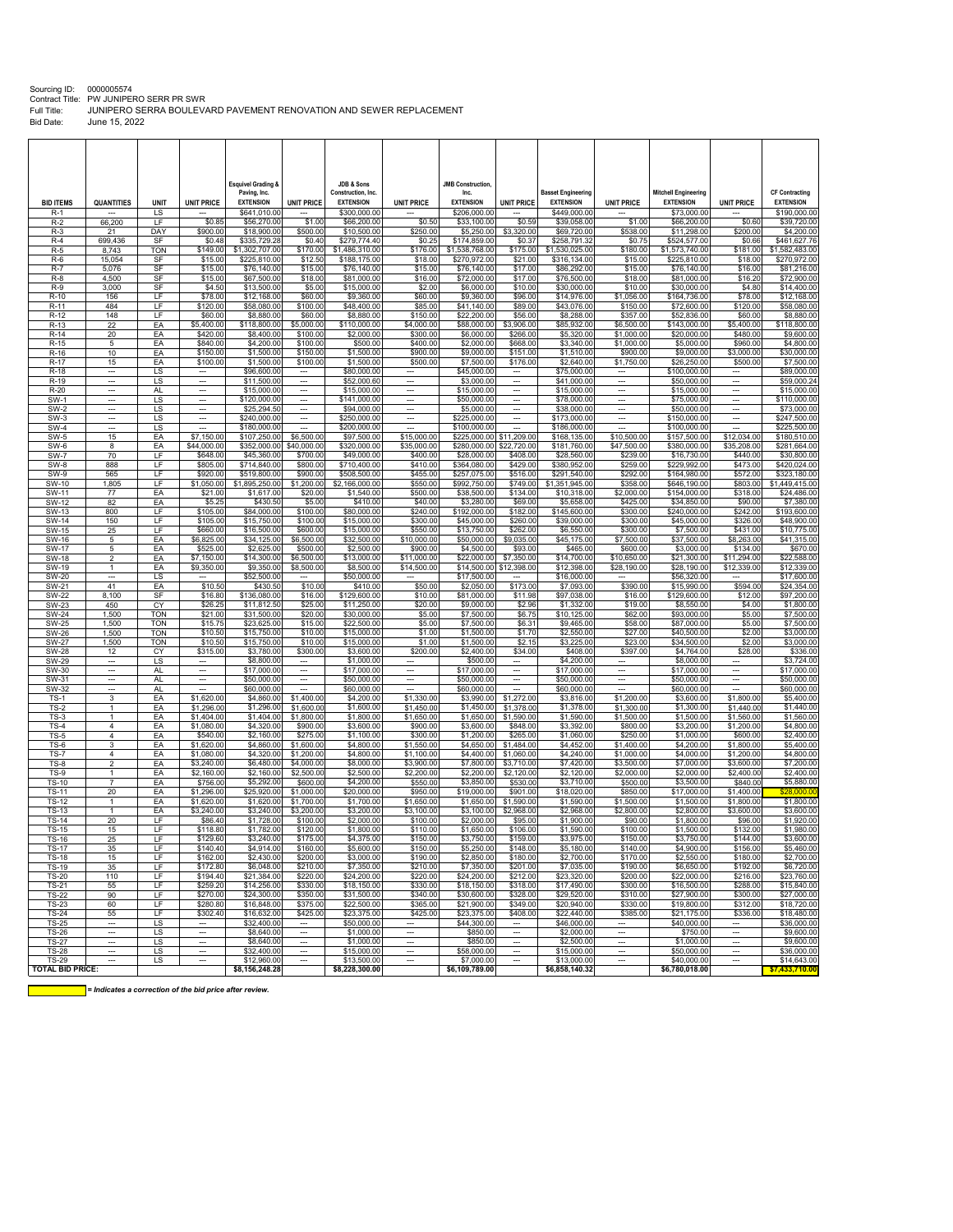Sourcing ID: 0000005574
Contract Title: PW JUNIPERO SERR PR SWR
Full Title: JUNIPERO SERRA BOULEVARD PAVEMENT RENOVATION AND SEWER REPLACEMENT
Bid Date: June 15, 2022

| BID ITEMS | QUANTITIES | UNIT | UNIT PRICE | Esquivel Grading & Paving, Inc. EXTENSION | UNIT PRICE | JDB & Sons Construction, Inc. EXTENSION | UNIT PRICE | JMB Construction, Inc. EXTENSION | UNIT PRICE | Basset Engineering EXTENSION | UNIT PRICE | Mitchell Engineering EXTENSION | UNIT PRICE | CF Contracting EXTENSION |
|---|---|---|---|---|---|---|---|---|---|---|---|---|---|---|
| R-1 | --- | LS | --- | $641,010.00 | --- | $300,000.00 | --- | $206,000.00 | --- | $449,000.00 | --- | $73,000.00 | --- | $190,000.00 |
| R-2 | 66,200 | LF | $0.85 | $56,270.00 | $1.00 | $66,200.00 | $0.50 | $33,100.00 | $0.59 | $39,058.00 | $1.00 | $66,200.00 | $0.60 | $39,720.00 |
| R-3 | 21 | DAY | $900.00 | $18,900.00 | $500.00 | $10,500.00 | $250.00 | $5,250.00 | $3,320.00 | $69,720.00 | $538.00 | $11,298.00 | $200.00 | $4,200.00 |
| R-4 | 699,436 | SF | $0.48 | $335,729.28 | $0.40 | $279,774.40 | $0.25 | $174,859.00 | $0.37 | $258,791.32 | $0.75 | $524,577.00 | $0.66 | $461,627.76 |
| R-5 | 8,743 | TON | $149.00 | $1,302,707.00 | $170.00 | $1,486,310.00 | $176.00 | $1,538,768.00 | $175.00 | $1,530,025.00 | $180.00 | $1,573,740.00 | $181.00 | $1,582,483.00 |
| R-6 | 15,054 | SF | $15.00 | $225,810.00 | $12.50 | $188,175.00 | $18.00 | $270,972.00 | $21.00 | $316,134.00 | $15.00 | $225,810.00 | $18.00 | $270,972.00 |
| R-7 | 5,076 | SF | $15.00 | $76,140.00 | $15.00 | $76,140.00 | $15.00 | $76,140.00 | $17.00 | $86,292.00 | $15.00 | $76,140.00 | $16.00 | $81,216.00 |
| R-8 | 4,500 | SF | $15.00 | $67,500.00 | $18.00 | $81,000.00 | $16.00 | $72,000.00 | $17.00 | $76,500.00 | $18.00 | $81,000.00 | $16.20 | $72,900.00 |
| R-9 | 3,000 | SF | $4.50 | $13,500.00 | $5.00 | $15,000.00 | $2.00 | $6,000.00 | $10.00 | $30,000.00 | $10.00 | $30,000.00 | $4.80 | $14,400.00 |
| R-10 | 156 | LF | $78.00 | $12,168.00 | $60.00 | $9,360.00 | $60.00 | $9,360.00 | $96.00 | $14,976.00 | $1,056.00 | $164,736.00 | $78.00 | $12,168.00 |
| R-11 | 484 | LF | $120.00 | $58,080.00 | $100.00 | $48,400.00 | $85.00 | $41,140.00 | $89.00 | $43,076.00 | $150.00 | $72,600.00 | $120.00 | $58,080.00 |
| R-12 | 148 | LF | $60.00 | $8,880.00 | $60.00 | $8,880.00 | $150.00 | $22,200.00 | $56.00 | $8,288.00 | $357.00 | $52,836.00 | $60.00 | $8,880.00 |
| R-13 | 22 | EA | $5,400.00 | $118,800.00 | $5,000.00 | $110,000.00 | $4,000.00 | $88,000.00 | $3,906.00 | $85,932.00 | $6,500.00 | $143,000.00 | $5,400.00 | $118,800.00 |
| R-14 | 20 | EA | $420.00 | $8,400.00 | $100.00 | $2,000.00 | $300.00 | $6,000.00 | $266.00 | $5,320.00 | $1,000.00 | $20,000.00 | $480.00 | $9,600.00 |
| R-15 | 5 | EA | $840.00 | $4,200.00 | $100.00 | $500.00 | $400.00 | $2,000.00 | $668.00 | $3,340.00 | $1,000.00 | $5,000.00 | $960.00 | $4,800.00 |
| R-16 | 10 | EA | $150.00 | $1,500.00 | $150.00 | $1,500.00 | $900.00 | $9,000.00 | $151.00 | $1,510.00 | $900.00 | $9,000.00 | $3,000.00 | $30,000.00 |
| R-17 | 15 | EA | $100.00 | $1,500.00 | $100.00 | $1,500.00 | $500.00 | $7,500.00 | $176.00 | $2,640.00 | $1,750.00 | $26,250.00 | $500.00 | $7,500.00 |
| R-18 | --- | LS | --- | $96,600.00 | --- | $80,000.00 | --- | $45,000.00 | --- | $75,000.00 | --- | $100,000.00 | --- | $89,000.00 |
| R-19 | --- | LS | --- | $11,500.00 | --- | $52,000.60 | --- | $3,000.00 | --- | $41,000.00 | --- | $50,000.00 | --- | $59,000.24 |
| R-20 | --- | AL | --- | $15,000.00 | --- | $15,000.00 | --- | $15,000.00 | --- | $15,000.00 | --- | $15,000.00 | --- | $15,000.00 |
| SW-1 | --- | LS | --- | $120,000.00 | --- | $141,000.00 | --- | $50,000.00 | --- | $78,000.00 | --- | $75,000.00 | --- | $110,000.00 |
| SW-2 | --- | LS | --- | $25,294.50 | --- | $94,000.00 | --- | $5,000.00 | --- | $38,000.00 | --- | $50,000.00 | --- | $73,000.00 |
| SW-3 | --- | LS | --- | $240,000.00 | --- | $250,000.00 | --- | $225,000.00 | --- | $173,000.00 | --- | $150,000.00 | --- | $247,500.00 |
| SW-4 | --- | LS | --- | $180,000.00 | --- | $200,000.00 | --- | $100,000.00 | --- | $186,000.00 | --- | $100,000.00 | --- | $225,500.00 |
| SW-5 | 15 | EA | $7,150.00 | $107,250.00 | $6,500.00 | $97,500.00 | $15,000.00 | $225,000.00 | $11,209.00 | $168,135.00 | $10,500.00 | $157,500.00 | $12,034.00 | $180,510.00 |
| SW-6 | 8 | EA | $44,000.00 | $352,000.00 | $40,000.00 | $320,000.00 | $35,000.00 | $280,000.00 | $22,720.00 | $181,760.00 | $47,500.00 | $380,000.00 | $35,208.00 | $281,664.00 |
| SW-7 | 70 | LF | $648.00 | $45,360.00 | $700.00 | $49,000.00 | $400.00 | $28,000.00 | $408.00 | $28,560.00 | $239.00 | $16,730.00 | $440.00 | $30,800.00 |
| SW-8 | 888 | LF | $805.00 | $714,840.00 | $800.00 | $710,400.00 | $410.00 | $364,080.00 | $429.00 | $380,952.00 | $259.00 | $229,992.00 | $473.00 | $420,024.00 |
| SW-9 | 565 | LF | $920.00 | $519,800.00 | $900.00 | $508,500.00 | $455.00 | $257,075.00 | $516.00 | $291,540.00 | $292.00 | $164,980.00 | $572.00 | $323,180.00 |
| SW-10 | 1,805 | LF | $1,050.00 | $1,895,250.00 | $1,200.00 | $2,166,000.00 | $550.00 | $992,750.00 | $749.00 | $1,351,945.00 | $358.00 | $646,190.00 | $803.00 | $1,449,415.00 |
| SW-11 | 77 | EA | $21.00 | $1,617.00 | $20.00 | $1,540.00 | $500.00 | $38,500.00 | $134.00 | $10,318.00 | $2,000.00 | $154,000.00 | $318.00 | $24,486.00 |
| SW-12 | 82 | EA | $5.25 | $430.50 | $5.00 | $410.00 | $40.00 | $3,280.00 | $69.00 | $5,658.00 | $425.00 | $34,850.00 | $90.00 | $7,380.00 |
| SW-13 | 800 | LF | $105.00 | $84,000.00 | $100.00 | $80,000.00 | $240.00 | $192,000.00 | $182.00 | $145,600.00 | $300.00 | $240,000.00 | $242.00 | $193,600.00 |
| SW-14 | 150 | LF | $105.00 | $15,750.00 | $100.00 | $15,000.00 | $300.00 | $45,000.00 | $260.00 | $39,000.00 | $300.00 | $45,000.00 | $326.00 | $48,900.00 |
| SW-15 | 25 | LF | $660.00 | $16,500.00 | $600.00 | $15,000.00 | $550.00 | $13,750.00 | $262.00 | $6,550.00 | $300.00 | $7,500.00 | $431.00 | $10,775.00 |
| SW-16 | 5 | EA | $6,825.00 | $34,125.00 | $6,500.00 | $32,500.00 | $10,000.00 | $50,000.00 | $9,035.00 | $45,175.00 | $7,500.00 | $37,500.00 | $8,263.00 | $41,315.00 |
| SW-17 | 5 | EA | $525.00 | $2,625.00 | $500.00 | $2,500.00 | $900.00 | $4,500.00 | $93.00 | $465.00 | $600.00 | $3,000.00 | $134.00 | $670.00 |
| SW-18 | 2 | EA | $7,150.00 | $14,300.00 | $6,500.00 | $13,000.00 | $11,000.00 | $22,000.00 | $7,350.00 | $14,700.00 | $10,650.00 | $21,300.00 | $11,294.00 | $22,588.00 |
| SW-19 | 1 | EA | $9,350.00 | $9,350.00 | $8,500.00 | $8,500.00 | $14,500.00 | $14,500.00 | $12,398.00 | $12,398.00 | $28,190.00 | $28,190.00 | $12,339.00 | $12,339.00 |
| SW-20 | --- | LS | --- | $52,500.00 | --- | $50,000.00 | --- | $17,500.00 | --- | $16,000.00 | --- | $56,320.00 | --- | $17,600.00 |
| SW-21 | 41 | EA | $10.50 | $430.50 | $10.00 | $410.00 | $50.00 | $2,050.00 | $173.00 | $7,093.00 | $390.00 | $15,990.00 | $594.00 | $24,354.00 |
| SW-22 | 8,100 | SF | $16.80 | $136,080.00 | $16.00 | $129,600.00 | $10.00 | $81,000.00 | $11.98 | $97,038.00 | $16.00 | $129,600.00 | $12.00 | $97,200.00 |
| SW-23 | 450 | CY | $26.25 | $11,812.50 | $25.00 | $11,250.00 | $20.00 | $9,000.00 | $2.96 | $1,332.00 | $19.00 | $8,550.00 | $4.00 | $1,800.00 |
| SW-24 | 1,500 | TON | $21.00 | $31,500.00 | $20.00 | $30,000.00 | $5.00 | $7,500.00 | $6.75 | $10,125.00 | $62.00 | $93,000.00 | $5.00 | $7,500.00 |
| SW-25 | 1,500 | TON | $15.75 | $23,625.00 | $15.00 | $22,500.00 | $5.00 | $7,500.00 | $6.31 | $9,465.00 | $58.00 | $87,000.00 | $5.00 | $7,500.00 |
| SW-26 | 1,500 | TON | $10.50 | $15,750.00 | $10.00 | $15,000.00 | $1.00 | $1,500.00 | $1.70 | $2,550.00 | $27.00 | $40,500.00 | $2.00 | $3,000.00 |
| SW-27 | 1,500 | TON | $10.50 | $15,750.00 | $10.00 | $15,000.00 | $1.00 | $1,500.00 | $2.15 | $3,225.00 | $23.00 | $34,500.00 | $2.00 | $3,000.00 |
| SW-28 | 12 | CY | $315.00 | $3,780.00 | $300.00 | $3,600.00 | $200.00 | $2,400.00 | $34.00 | $408.00 | $397.00 | $4,764.00 | $28.00 | $336.00 |
| SW-29 | --- | LS | --- | $8,800.00 | --- | $1,000.00 | --- | $500.00 | --- | $4,200.00 | --- | $8,000.00 | --- | $3,724.00 |
| SW-30 | --- | AL | --- | $17,000.00 | --- | $17,000.00 | --- | $17,000.00 | --- | $17,000.00 | --- | $17,000.00 | --- | $17,000.00 |
| SW-31 | --- | AL | --- | $50,000.00 | --- | $50,000.00 | --- | $50,000.00 | --- | $50,000.00 | --- | $50,000.00 | --- | $50,000.00 |
| SW-32 | --- | AL | --- | $60,000.00 | --- | $60,000.00 | --- | $60,000.00 | --- | $60,000.00 | --- | $60,000.00 | --- | $60,000.00 |
| TS-1 | 3 | EA | $1,620.00 | $4,860.00 | $1,400.00 | $4,200.00 | $1,330.00 | $3,990.00 | $1,272.00 | $3,816.00 | $1,200.00 | $3,600.00 | $1,800.00 | $5,400.00 |
| TS-2 | 1 | EA | $1,296.00 | $1,296.00 | $1,600.00 | $1,600.00 | $1,450.00 | $1,450.00 | $1,378.00 | $1,378.00 | $1,300.00 | $1,300.00 | $1,440.00 | $1,440.00 |
| TS-3 | 1 | EA | $1,404.00 | $1,404.00 | $1,800.00 | $1,800.00 | $1,650.00 | $1,650.00 | $1,590.00 | $1,590.00 | $1,500.00 | $1,500.00 | $1,560.00 | $1,560.00 |
| TS-4 | 4 | EA | $1,080.00 | $4,320.00 | $900.00 | $3,600.00 | $900.00 | $3,600.00 | $848.00 | $3,392.00 | $800.00 | $3,200.00 | $1,200.00 | $4,800.00 |
| TS-5 | 4 | EA | $540.00 | $2,160.00 | $275.00 | $1,100.00 | $300.00 | $1,200.00 | $265.00 | $1,060.00 | $250.00 | $1,000.00 | $600.00 | $2,400.00 |
| TS-6 | 3 | EA | $1,620.00 | $4,860.00 | $1,600.00 | $4,800.00 | $1,550.00 | $4,650.00 | $1,484.00 | $4,452.00 | $1,400.00 | $4,200.00 | $1,800.00 | $5,400.00 |
| TS-7 | 4 | EA | $1,080.00 | $4,320.00 | $1,200.00 | $4,800.00 | $1,100.00 | $4,400.00 | $1,060.00 | $4,240.00 | $1,000.00 | $4,000.00 | $1,200.00 | $4,800.00 |
| TS-8 | 2 | EA | $3,240.00 | $6,480.00 | $4,000.00 | $8,000.00 | $3,900.00 | $7,800.00 | $3,710.00 | $7,420.00 | $3,500.00 | $7,000.00 | $3,600.00 | $7,200.00 |
| TS-9 | 1 | EA | $2,160.00 | $2,160.00 | $2,500.00 | $2,500.00 | $2,200.00 | $2,200.00 | $2,120.00 | $2,120.00 | $2,000.00 | $2,000.00 | $2,400.00 | $2,400.00 |
| TS-10 | 7 | EA | $756.00 | $5,292.00 | $600.00 | $4,200.00 | $550.00 | $3,850.00 | $530.00 | $3,710.00 | $500.00 | $3,500.00 | $840.00 | $5,880.00 |
| TS-11 | 20 | EA | $1,296.00 | $25,920.00 | $1,000.00 | $20,000.00 | $950.00 | $19,000.00 | $901.00 | $18,020.00 | $850.00 | $17,000.00 | $1,400.00 | $28,000.00 |
| TS-12 | 1 | EA | $1,620.00 | $1,620.00 | $1,700.00 | $1,700.00 | $1,650.00 | $1,650.00 | $1,590.00 | $1,590.00 | $1,500.00 | $1,500.00 | $1,800.00 | $1,800.00 |
| TS-13 | 1 | EA | $3,240.00 | $3,240.00 | $3,200.00 | $3,200.00 | $3,100.00 | $3,100.00 | $2,968.00 | $2,968.00 | $2,800.00 | $2,800.00 | $3,600.00 | $3,600.00 |
| TS-14 | 20 | LF | $86.40 | $1,728.00 | $100.00 | $2,000.00 | $100.00 | $2,000.00 | $95.00 | $1,900.00 | $90.00 | $1,800.00 | $96.00 | $1,920.00 |
| TS-15 | 15 | LF | $118.80 | $1,782.00 | $120.00 | $1,800.00 | $110.00 | $1,650.00 | $106.00 | $1,590.00 | $100.00 | $1,500.00 | $132.00 | $1,980.00 |
| TS-16 | 25 | LF | $129.60 | $3,240.00 | $175.00 | $4,375.00 | $150.00 | $3,750.00 | $159.00 | $3,975.00 | $150.00 | $3,750.00 | $144.00 | $3,600.00 |
| TS-17 | 35 | LF | $140.40 | $4,914.00 | $160.00 | $5,600.00 | $150.00 | $5,250.00 | $148.00 | $5,180.00 | $140.00 | $4,900.00 | $156.00 | $5,460.00 |
| TS-18 | 15 | LF | $162.00 | $2,430.00 | $200.00 | $3,000.00 | $190.00 | $2,850.00 | $180.00 | $2,700.00 | $170.00 | $2,550.00 | $180.00 | $2,700.00 |
| TS-19 | 35 | LF | $172.80 | $6,048.00 | $210.00 | $7,350.00 | $210.00 | $7,350.00 | $201.00 | $7,035.00 | $190.00 | $6,650.00 | $192.00 | $6,720.00 |
| TS-20 | 110 | LF | $194.40 | $21,384.00 | $220.00 | $24,200.00 | $220.00 | $24,200.00 | $212.00 | $23,320.00 | $200.00 | $22,000.00 | $216.00 | $23,760.00 |
| TS-21 | 55 | LF | $259.20 | $14,256.00 | $330.00 | $18,150.00 | $330.00 | $18,150.00 | $318.00 | $17,490.00 | $300.00 | $16,500.00 | $288.00 | $15,840.00 |
| TS-22 | 90 | LF | $270.00 | $24,300.00 | $350.00 | $31,500.00 | $340.00 | $30,600.00 | $328.00 | $29,520.00 | $310.00 | $27,900.00 | $300.00 | $27,000.00 |
| TS-23 | 60 | LF | $280.80 | $16,848.00 | $375.00 | $22,500.00 | $365.00 | $21,900.00 | $349.00 | $20,940.00 | $330.00 | $19,800.00 | $312.00 | $18,720.00 |
| TS-24 | 55 | LF | $302.40 | $16,632.00 | $425.00 | $23,375.00 | $425.00 | $23,375.00 | $408.00 | $22,440.00 | $385.00 | $21,175.00 | $336.00 | $18,480.00 |
| TS-25 | --- | LS | --- | $32,400.00 | --- | $50,000.00 | --- | $44,300.00 | --- | $46,000.00 | --- | $40,000.00 | --- | $36,000.00 |
| TS-26 | --- | LS | --- | $8,640.00 | --- | $1,000.00 | --- | $850.00 | --- | $2,000.00 | --- | $750.00 | --- | $9,600.00 |
| TS-27 | --- | LS | --- | $8,640.00 | --- | $1,000.00 | --- | $850.00 | --- | $2,500.00 | --- | $1,000.00 | --- | $9,600.00 |
| TS-28 | --- | LS | --- | $32,400.00 | --- | $15,000.00 | --- | $58,000.00 | --- | $15,000.00 | --- | $50,000.00 | --- | $36,000.00 |
| TS-29 | --- | LS | --- | $12,960.00 | --- | $13,500.00 | --- | $7,000.00 | --- | $13,000.00 | --- | $40,000.00 | --- | $14,643.00 |
| TOTAL BID PRICE: | | | | $8,156,248.28 | | $8,228,300.00 | | $6,109,789.00 | | $6,858,140.32 | | $6,780,018.00 | | $7,433,710.00 |

*= Indicates a correction of the bid price after review.*